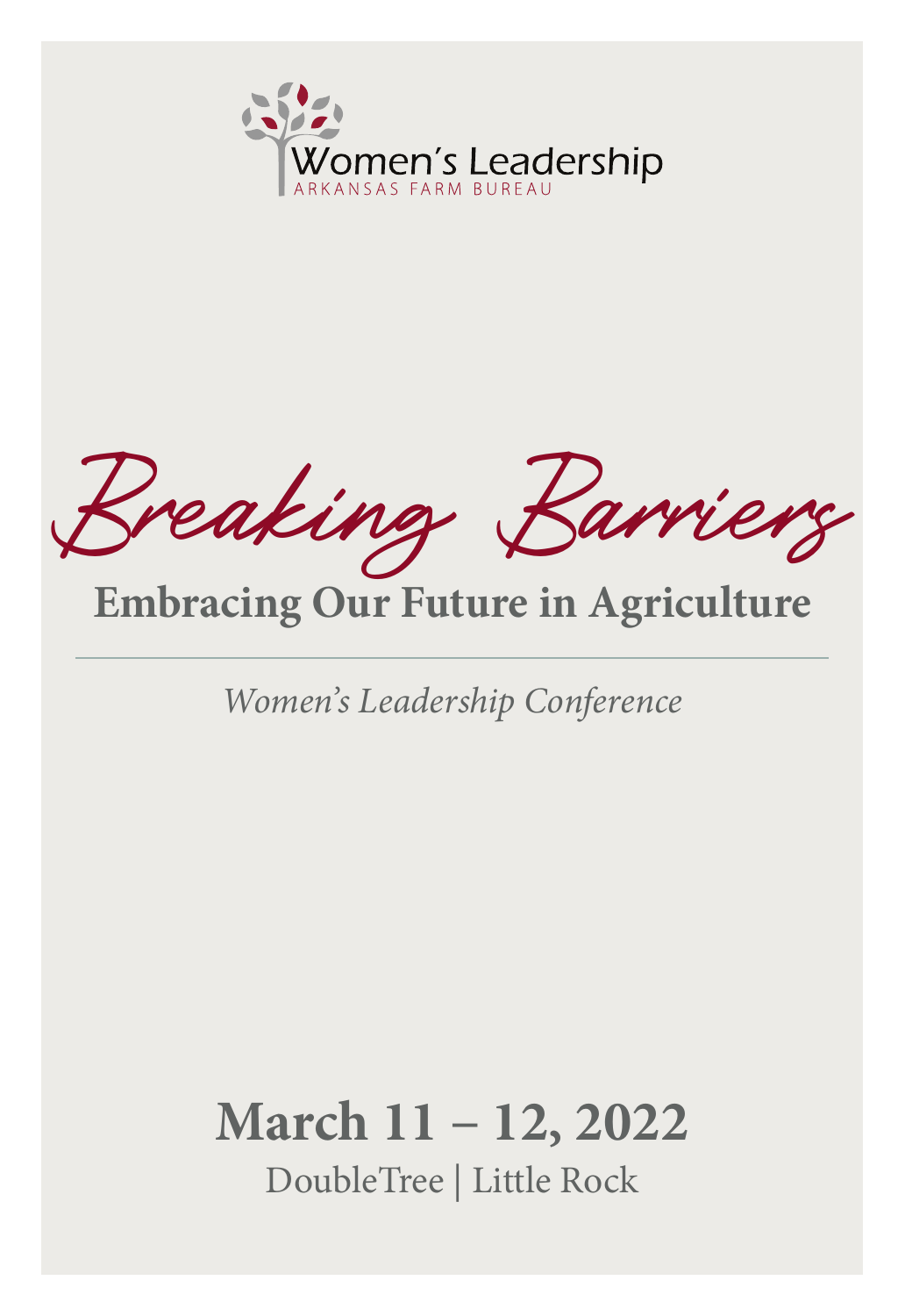Women's Leadership
ARKANSAS FARM BUREAU

# Breaking Barriers

## Embracing Our Future in Agriculture

---

*Women's Leadership Conference*

**March 11 – 12, 2022**

DoubleTree | Little Rock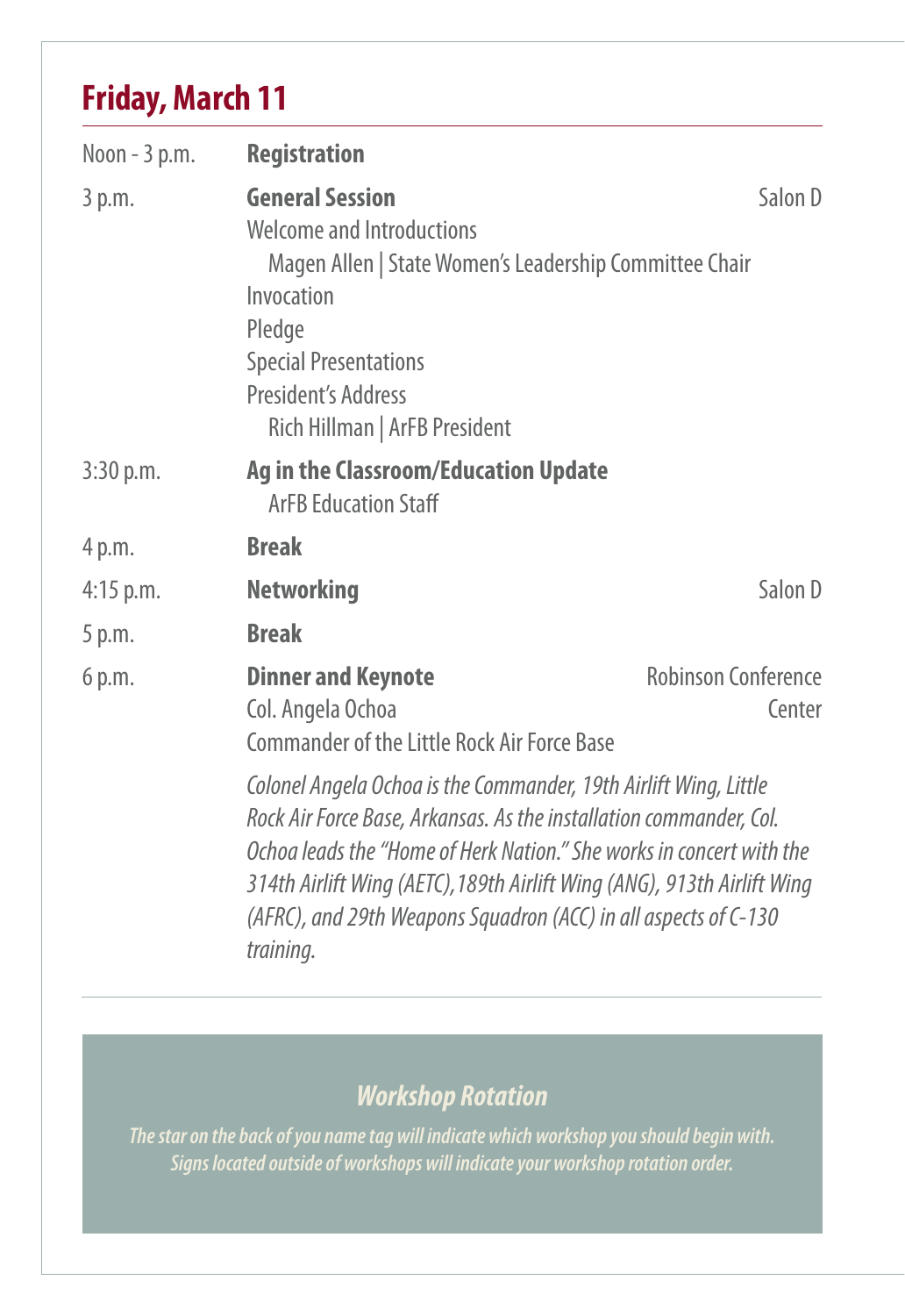## Friday, March 11

Noon - 3 p.m. **Registration**

3 p.m. **General Session** — Salon D

Welcome and Introductions

Magen Allen | State Women's Leadership Committee Chair

Invocation

Pledge

Special Presentations

President's Address

Rich Hillman | ArFB President

3:30 p.m. **Ag in the Classroom/Education Update**

ArFB Education Staff

4 p.m. **Break**

4:15 p.m. **Networking** — Salon D

5 p.m. **Break**

6 p.m. **Dinner and Keynote** — Robinson Conference Center

Col. Angela Ochoa

Commander of the Little Rock Air Force Base

*Colonel Angela Ochoa is the Commander, 19th Airlift Wing, Little Rock Air Force Base, Arkansas. As the installation commander, Col. Ochoa leads the "Home of Herk Nation." She works in concert with the 314th Airlift Wing (AETC),189th Airlift Wing (ANG), 913th Airlift Wing (AFRC), and 29th Weapons Squadron (ACC) in all aspects of C-130 training.*

---

### *Workshop Rotation*

***The star on the back of you name tag will indicate which workshop you should begin with. Signs located outside of workshops will indicate your workshop rotation order.***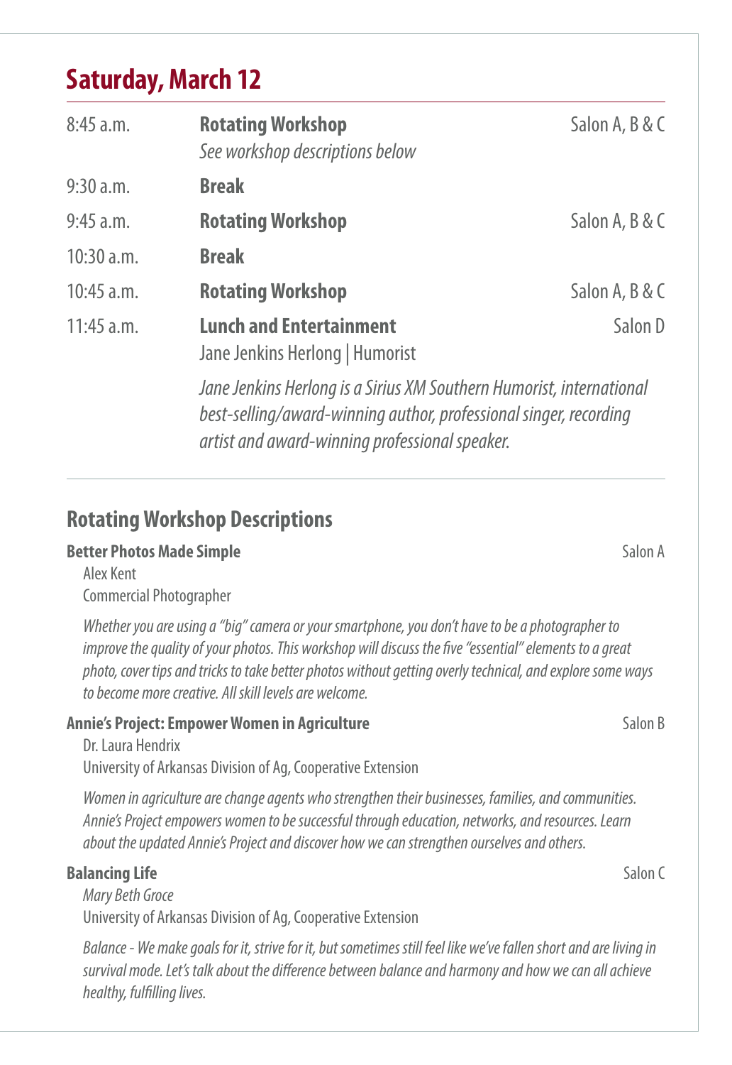## Saturday, March 12

| | | |
|---|---|---|
| 8:45 a.m. | **Rotating Workshop**<br>*See workshop descriptions below* | Salon A, B & C |
| 9:30 a.m. | **Break** | |
| 9:45 a.m. | **Rotating Workshop** | Salon A, B & C |
| 10:30 a.m. | **Break** | |
| 10:45 a.m. | **Rotating Workshop** | Salon A, B & C |
| 11:45 a.m. | **Lunch and Entertainment**<br>Jane Jenkins Herlong \| Humorist<br>*Jane Jenkins Herlong is a Sirius XM Southern Humorist, international best-selling/award-winning author, professional singer, recording artist and award-winning professional speaker.* | Salon D |

### Rotating Workshop Descriptions

**Better Photos Made Simple** — Salon A

Alex Kent
Commercial Photographer

*Whether you are using a "big" camera or your smartphone, you don't have to be a photographer to improve the quality of your photos. This workshop will discuss the five "essential" elements to a great photo, cover tips and tricks to take better photos without getting overly technical, and explore some ways to become more creative. All skill levels are welcome.*

**Annie's Project: Empower Women in Agriculture** — Salon B

Dr. Laura Hendrix
University of Arkansas Division of Ag, Cooperative Extension

*Women in agriculture are change agents who strengthen their businesses, families, and communities. Annie's Project empowers women to be successful through education, networks, and resources. Learn about the updated Annie's Project and discover how we can strengthen ourselves and others.*

**Balancing Life** — Salon C

*Mary Beth Groce*
University of Arkansas Division of Ag, Cooperative Extension

*Balance - We make goals for it, strive for it, but sometimes still feel like we've fallen short and are living in survival mode. Let's talk about the difference between balance and harmony and how we can all achieve healthy, fulfilling lives.*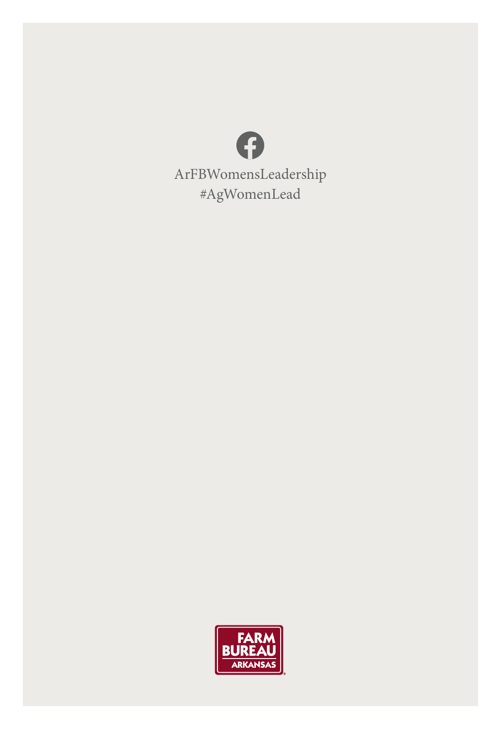ArFBWomensLeadership
#AgWomenLead

FARM BUREAU ARKANSAS